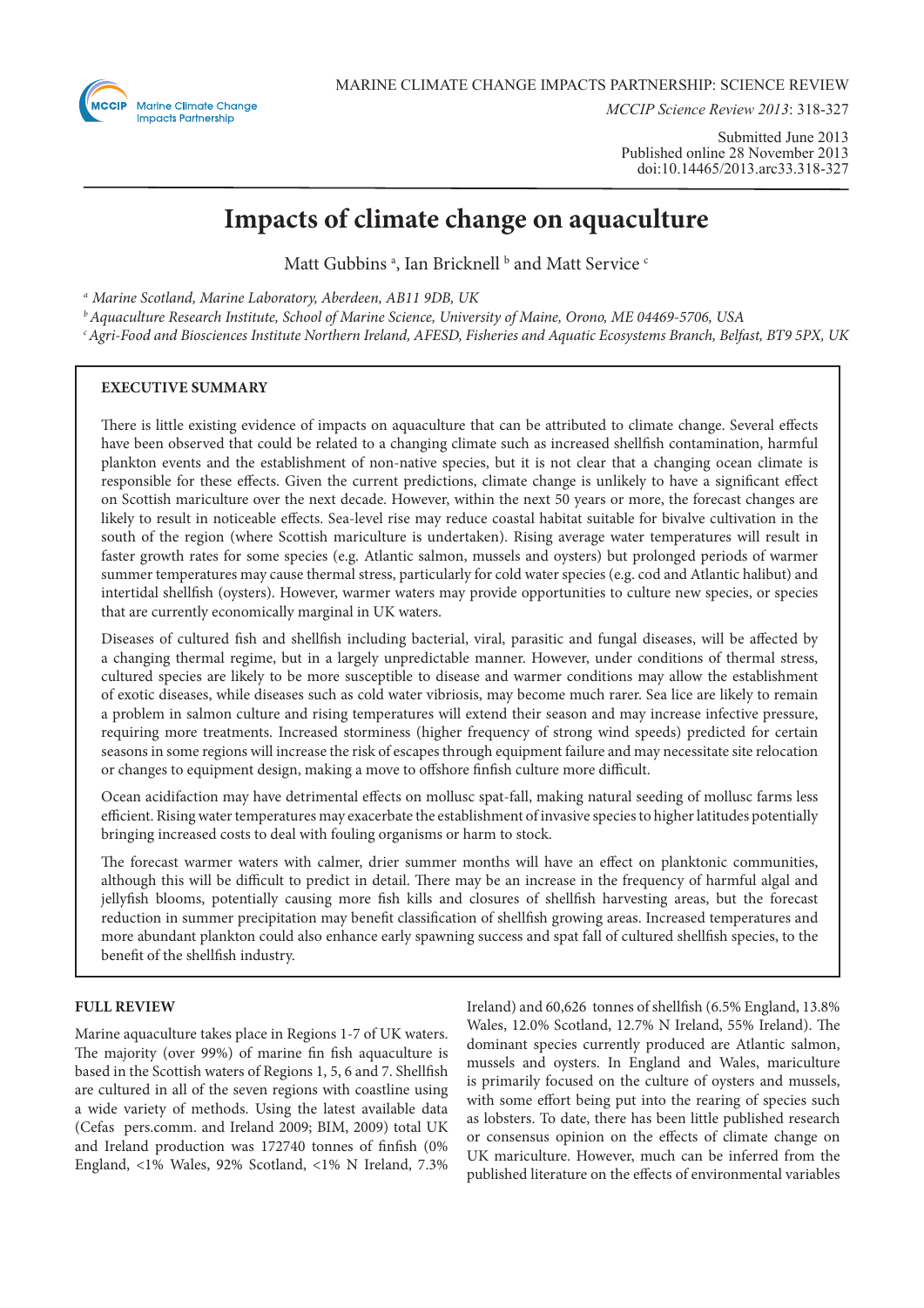MARINE CLIMATE CHANGE IMPACTS PARTNERSHIP: SCIENCE REVIEW

*MCCIP Science Review 2013*: 318-327

Submitted June 2013
Published online 28 November 2013
doi:10.14465/2013.arc33.318-327

# Impacts of climate change on aquaculture

Matt Gubbins [a], Ian Bricknell [b] and Matt Service [c]

[a] *Marine Scotland, Marine Laboratory, Aberdeen, AB11 9DB, UK*
[b] *Aquaculture Research Institute, School of Marine Science, University of Maine, Orono, ME 04469-5706, USA*
[c] *Agri-Food and Biosciences Institute Northern Ireland, AFESD, Fisheries and Aquatic Ecosystems Branch, Belfast, BT9 5PX, UK*

## EXECUTIVE SUMMARY

There is little existing evidence of impacts on aquaculture that can be attributed to climate change. Several effects have been observed that could be related to a changing climate such as increased shellfish contamination, harmful plankton events and the establishment of non-native species, but it is not clear that a changing ocean climate is responsible for these effects. Given the current predictions, climate change is unlikely to have a significant effect on Scottish mariculture over the next decade. However, within the next 50 years or more, the forecast changes are likely to result in noticeable effects. Sea-level rise may reduce coastal habitat suitable for bivalve cultivation in the south of the region (where Scottish mariculture is undertaken). Rising average water temperatures will result in faster growth rates for some species (e.g. Atlantic salmon, mussels and oysters) but prolonged periods of warmer summer temperatures may cause thermal stress, particularly for cold water species (e.g. cod and Atlantic halibut) and intertidal shellfish (oysters). However, warmer waters may provide opportunities to culture new species, or species that are currently economically marginal in UK waters.

Diseases of cultured fish and shellfish including bacterial, viral, parasitic and fungal diseases, will be affected by a changing thermal regime, but in a largely unpredictable manner. However, under conditions of thermal stress, cultured species are likely to be more susceptible to disease and warmer conditions may allow the establishment of exotic diseases, while diseases such as cold water vibriosis, may become much rarer. Sea lice are likely to remain a problem in salmon culture and rising temperatures will extend their season and may increase infective pressure, requiring more treatments. Increased storminess (higher frequency of strong wind speeds) predicted for certain seasons in some regions will increase the risk of escapes through equipment failure and may necessitate site relocation or changes to equipment design, making a move to offshore finfish culture more difficult.

Ocean acidification may have detrimental effects on mollusc spat-fall, making natural seeding of mollusc farms less efficient. Rising water temperatures may exacerbate the establishment of invasive species to higher latitudes potentially bringing increased costs to deal with fouling organisms or harm to stock.

The forecast warmer waters with calmer, drier summer months will have an effect on planktonic communities, although this will be difficult to predict in detail. There may be an increase in the frequency of harmful algal and jellyfish blooms, potentially causing more fish kills and closures of shellfish harvesting areas, but the forecast reduction in summer precipitation may benefit classification of shellfish growing areas. Increased temperatures and more abundant plankton could also enhance early spawning success and spat fall of cultured shellfish species, to the benefit of the shellfish industry.

## FULL REVIEW

Marine aquaculture takes place in Regions 1-7 of UK waters. The majority (over 99%) of marine fin fish aquaculture is based in the Scottish waters of Regions 1, 5, 6 and 7. Shellfish are cultured in all of the seven regions with coastline using a wide variety of methods. Using the latest available data (Cefas pers.comm. and Ireland 2009; BIM, 2009) total UK and Ireland production was 172740 tonnes of finfish (0% England, <1% Wales, 92% Scotland, <1% N Ireland, 7.3% Ireland) and 60,626 tonnes of shellfish (6.5% England, 13.8% Wales, 12.0% Scotland, 12.7% N Ireland, 55% Ireland). The dominant species currently produced are Atlantic salmon, mussels and oysters. In England and Wales, mariculture is primarily focused on the culture of oysters and mussels, with some effort being put into the rearing of species such as lobsters. To date, there has been little published research or consensus opinion on the effects of climate change on UK mariculture. However, much can be inferred from the published literature on the effects of environmental variables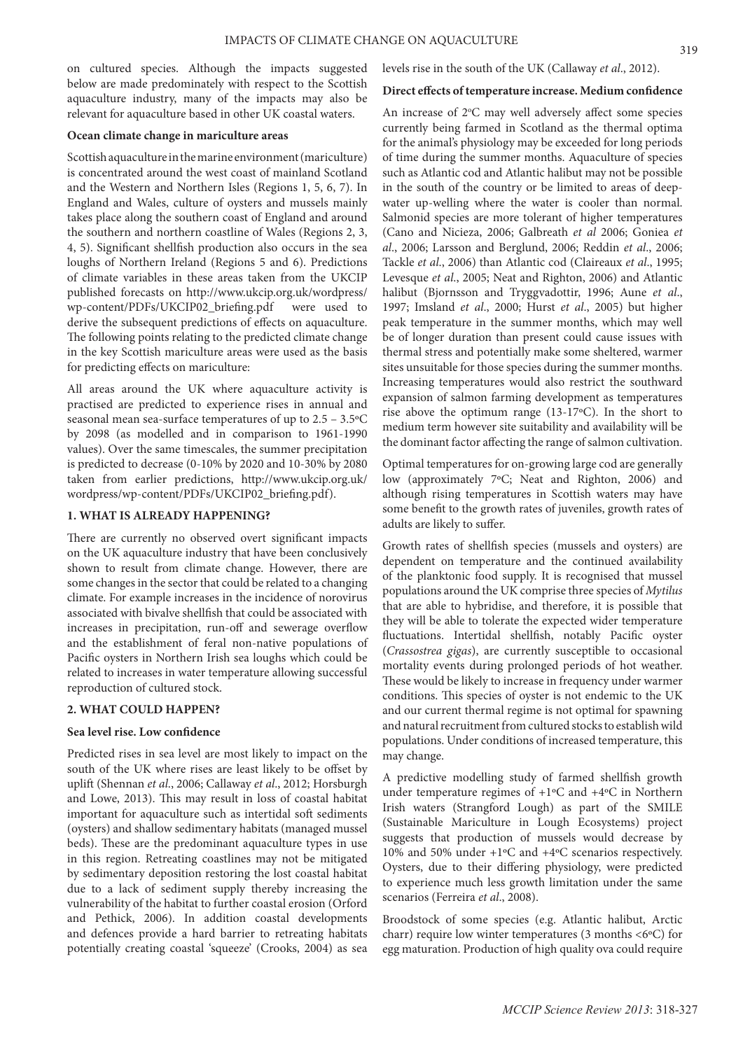on cultured species. Although the impacts suggested below are made predominately with respect to the Scottish aquaculture industry, many of the impacts may also be relevant for aquaculture based in other UK coastal waters.

**Ocean climate change in mariculture areas**

Scottish aquaculture in the marine environment (mariculture) is concentrated around the west coast of mainland Scotland and the Western and Northern Isles (Regions 1, 5, 6, 7). In England and Wales, culture of oysters and mussels mainly takes place along the southern coast of England and around the southern and northern coastline of Wales (Regions 2, 3, 4, 5). Significant shellfish production also occurs in the sea loughs of Northern Ireland (Regions 5 and 6). Predictions of climate variables in these areas taken from the UKCIP published forecasts on http://www.ukcip.org.uk/wordpress/wp-content/PDFs/UKCIP02_briefing.pdf were used to derive the subsequent predictions of effects on aquaculture. The following points relating to the predicted climate change in the key Scottish mariculture areas were used as the basis for predicting effects on mariculture:

All areas around the UK where aquaculture activity is practised are predicted to experience rises in annual and seasonal mean sea-surface temperatures of up to 2.5 – 3.5°C by 2098 (as modelled and in comparison to 1961-1990 values). Over the same timescales, the summer precipitation is predicted to decrease (0-10% by 2020 and 10-30% by 2080 taken from earlier predictions, http://www.ukcip.org.uk/wordpress/wp-content/PDFs/UKCIP02_briefing.pdf).

## 1. WHAT IS ALREADY HAPPENING?

There are currently no observed overt significant impacts on the UK aquaculture industry that have been conclusively shown to result from climate change. However, there are some changes in the sector that could be related to a changing climate. For example increases in the incidence of norovirus associated with bivalve shellfish that could be associated with increases in precipitation, run-off and sewerage overflow and the establishment of feral non-native populations of Pacific oysters in Northern Irish sea loughs which could be related to increases in water temperature allowing successful reproduction of cultured stock.

## 2. WHAT COULD HAPPEN?

**Sea level rise. Low confidence**

Predicted rises in sea level are most likely to impact on the south of the UK where rises are least likely to be offset by uplift (Shennan *et al*., 2006; Callaway *et al*., 2012; Horsburgh and Lowe, 2013). This may result in loss of coastal habitat important for aquaculture such as intertidal soft sediments (oysters) and shallow sedimentary habitats (managed mussel beds). These are the predominant aquaculture types in use in this region. Retreating coastlines may not be mitigated by sedimentary deposition restoring the lost coastal habitat due to a lack of sediment supply thereby increasing the vulnerability of the habitat to further coastal erosion (Orford and Pethick, 2006). In addition coastal developments and defences provide a hard barrier to retreating habitats potentially creating coastal 'squeeze' (Crooks, 2004) as sea levels rise in the south of the UK (Callaway *et al*., 2012).

**Direct effects of temperature increase. Medium confidence**

An increase of 2°C may well adversely affect some species currently being farmed in Scotland as the thermal optima for the animal's physiology may be exceeded for long periods of time during the summer months. Aquaculture of species such as Atlantic cod and Atlantic halibut may not be possible in the south of the country or be limited to areas of deep-water up-welling where the water is cooler than normal. Salmonid species are more tolerant of higher temperatures (Cano and Nicieza, 2006; Galbreath *et al* 2006; Goniea *et al*., 2006; Larsson and Berglund, 2006; Reddin *et al*., 2006; Tackle *et al*., 2006) than Atlantic cod (Claireaux *et al*., 1995; Levesque *et al*., 2005; Neat and Righton, 2006) and Atlantic halibut (Bjornsson and Tryggvadottir, 1996; Aune *et al*., 1997; Imsland *et al*., 2000; Hurst *et al*., 2005) but higher peak temperature in the summer months, which may well be of longer duration than present could cause issues with thermal stress and potentially make some sheltered, warmer sites unsuitable for those species during the summer months. Increasing temperatures would also restrict the southward expansion of salmon farming development as temperatures rise above the optimum range (13-17°C). In the short to medium term however site suitability and availability will be the dominant factor affecting the range of salmon cultivation.

Optimal temperatures for on-growing large cod are generally low (approximately 7°C; Neat and Righton, 2006) and although rising temperatures in Scottish waters may have some benefit to the growth rates of juveniles, growth rates of adults are likely to suffer.

Growth rates of shellfish species (mussels and oysters) are dependent on temperature and the continued availability of the planktonic food supply. It is recognised that mussel populations around the UK comprise three species of *Mytilus* that are able to hybridise, and therefore, it is possible that they will be able to tolerate the expected wider temperature fluctuations. Intertidal shellfish, notably Pacific oyster (*Crassostrea gigas*), are currently susceptible to occasional mortality events during prolonged periods of hot weather. These would be likely to increase in frequency under warmer conditions. This species of oyster is not endemic to the UK and our current thermal regime is not optimal for spawning and natural recruitment from cultured stocks to establish wild populations. Under conditions of increased temperature, this may change.

A predictive modelling study of farmed shellfish growth under temperature regimes of +1°C and +4°C in Northern Irish waters (Strangford Lough) as part of the SMILE (Sustainable Mariculture in Lough Ecosystems) project suggests that production of mussels would decrease by 10% and 50% under +1°C and +4°C scenarios respectively. Oysters, due to their differing physiology, were predicted to experience much less growth limitation under the same scenarios (Ferreira *et al*., 2008).

Broodstock of some species (e.g. Atlantic halibut, Arctic charr) require low winter temperatures (3 months <6°C) for egg maturation. Production of high quality ova could require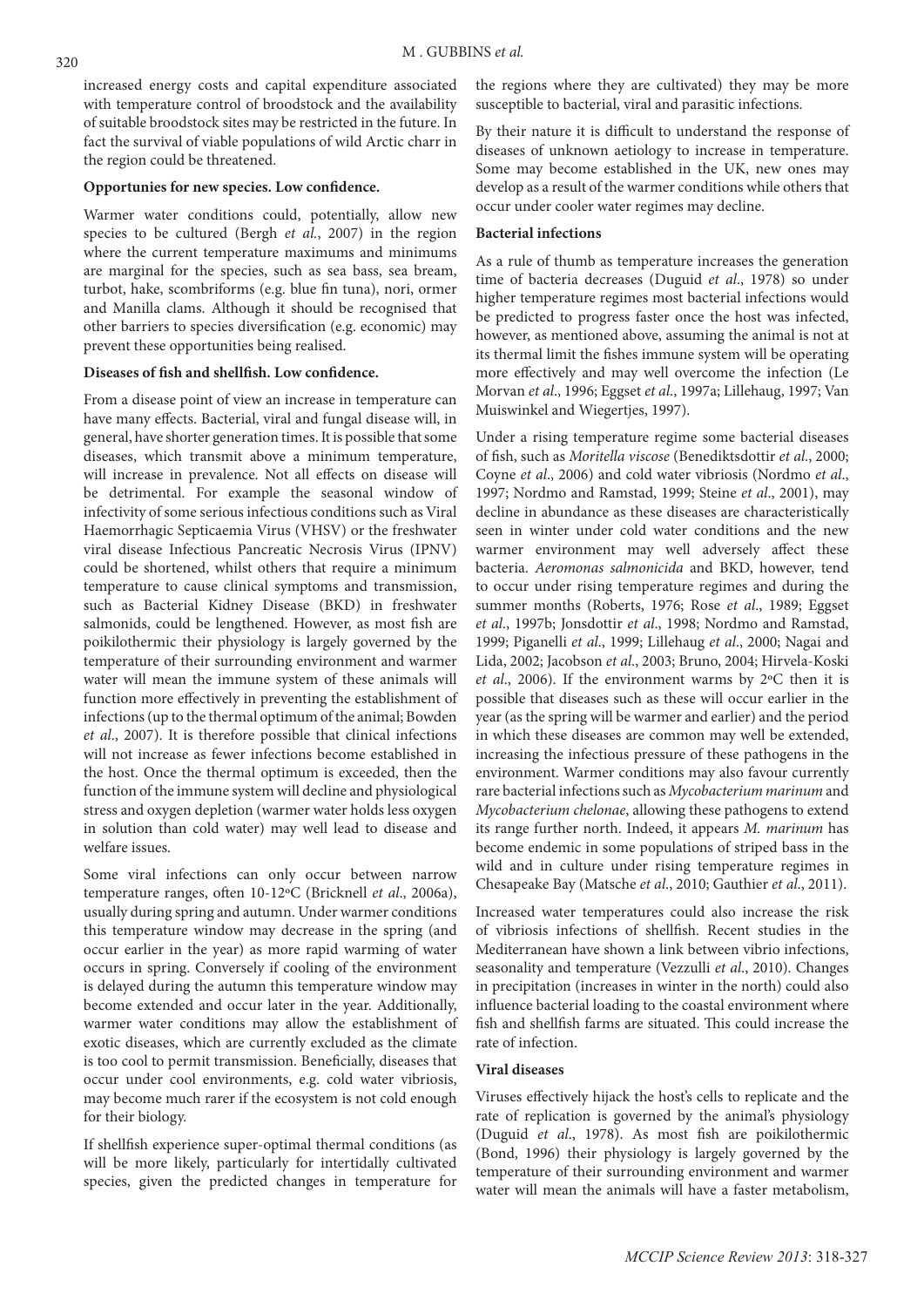increased energy costs and capital expenditure associated with temperature control of broodstock and the availability of suitable broodstock sites may be restricted in the future. In fact the survival of viable populations of wild Arctic charr in the region could be threatened.

**Opportunies for new species. Low confidence.**

Warmer water conditions could, potentially, allow new species to be cultured (Bergh *et al.*, 2007) in the region where the current temperature maximums and minimums are marginal for the species, such as sea bass, sea bream, turbot, hake, scombriforms (e.g. blue fin tuna), nori, ormer and Manilla clams. Although it should be recognised that other barriers to species diversification (e.g. economic) may prevent these opportunities being realised.

**Diseases of fish and shellfish. Low confidence.**

From a disease point of view an increase in temperature can have many effects. Bacterial, viral and fungal disease will, in general, have shorter generation times. It is possible that some diseases, which transmit above a minimum temperature, will increase in prevalence. Not all effects on disease will be detrimental. For example the seasonal window of infectivity of some serious infectious conditions such as Viral Haemorrhagic Septicaemia Virus (VHSV) or the freshwater viral disease Infectious Pancreatic Necrosis Virus (IPNV) could be shortened, whilst others that require a minimum temperature to cause clinical symptoms and transmission, such as Bacterial Kidney Disease (BKD) in freshwater salmonids, could be lengthened. However, as most fish are poikilothermic their physiology is largely governed by the temperature of their surrounding environment and warmer water will mean the immune system of these animals will function more effectively in preventing the establishment of infections (up to the thermal optimum of the animal; Bowden *et al*., 2007). It is therefore possible that clinical infections will not increase as fewer infections become established in the host. Once the thermal optimum is exceeded, then the function of the immune system will decline and physiological stress and oxygen depletion (warmer water holds less oxygen in solution than cold water) may well lead to disease and welfare issues.

Some viral infections can only occur between narrow temperature ranges, often 10-12°C (Bricknell *et al*., 2006a), usually during spring and autumn. Under warmer conditions this temperature window may decrease in the spring (and occur earlier in the year) as more rapid warming of water occurs in spring. Conversely if cooling of the environment is delayed during the autumn this temperature window may become extended and occur later in the year. Additionally, warmer water conditions may allow the establishment of exotic diseases, which are currently excluded as the climate is too cool to permit transmission. Beneficially, diseases that occur under cool environments, e.g. cold water vibriosis, may become much rarer if the ecosystem is not cold enough for their biology.

If shellfish experience super-optimal thermal conditions (as will be more likely, particularly for intertidally cultivated species, given the predicted changes in temperature for the regions where they are cultivated) they may be more susceptible to bacterial, viral and parasitic infections.

By their nature it is difficult to understand the response of diseases of unknown aetiology to increase in temperature. Some may become established in the UK, new ones may develop as a result of the warmer conditions while others that occur under cooler water regimes may decline.

**Bacterial infections**

As a rule of thumb as temperature increases the generation time of bacteria decreases (Duguid *et al*., 1978) so under higher temperature regimes most bacterial infections would be predicted to progress faster once the host was infected, however, as mentioned above, assuming the animal is not at its thermal limit the fishes immune system will be operating more effectively and may well overcome the infection (Le Morvan *et al*., 1996; Eggset *et al*., 1997a; Lillehaug, 1997; Van Muiswinkel and Wiegertjes, 1997).

Under a rising temperature regime some bacterial diseases of fish, such as *Moritella viscose* (Benediktsdottir *et al*., 2000; Coyne *et al*., 2006) and cold water vibriosis (Nordmo *et al*., 1997; Nordmo and Ramstad, 1999; Steine *et al*., 2001), may decline in abundance as these diseases are characteristically seen in winter under cold water conditions and the new warmer environment may well adversely affect these bacteria. *Aeromonas salmonicida* and BKD, however, tend to occur under rising temperature regimes and during the summer months (Roberts, 1976; Rose *et al*., 1989; Eggset *et al*., 1997b; Jonsdottir *et al*., 1998; Nordmo and Ramstad, 1999; Piganelli *et al*., 1999; Lillehaug *et al*., 2000; Nagai and Lida, 2002; Jacobson *et al*., 2003; Bruno, 2004; Hirvela-Koski *et al*., 2006). If the environment warms by 2°C then it is possible that diseases such as these will occur earlier in the year (as the spring will be warmer and earlier) and the period in which these diseases are common may well be extended, increasing the infectious pressure of these pathogens in the environment. Warmer conditions may also favour currently rare bacterial infections such as *Mycobacterium marinum* and *Mycobacterium chelonae*, allowing these pathogens to extend its range further north. Indeed, it appears *M. marinum* has become endemic in some populations of striped bass in the wild and in culture under rising temperature regimes in Chesapeake Bay (Matsche *et al*., 2010; Gauthier *et al*., 2011).

Increased water temperatures could also increase the risk of vibriosis infections of shellfish. Recent studies in the Mediterranean have shown a link between vibrio infections, seasonality and temperature (Vezzulli *et al*., 2010). Changes in precipitation (increases in winter in the north) could also influence bacterial loading to the coastal environment where fish and shellfish farms are situated. This could increase the rate of infection.

**Viral diseases**

Viruses effectively hijack the host's cells to replicate and the rate of replication is governed by the animal's physiology (Duguid *et al*., 1978). As most fish are poikilothermic (Bond, 1996) their physiology is largely governed by the temperature of their surrounding environment and warmer water will mean the animals will have a faster metabolism,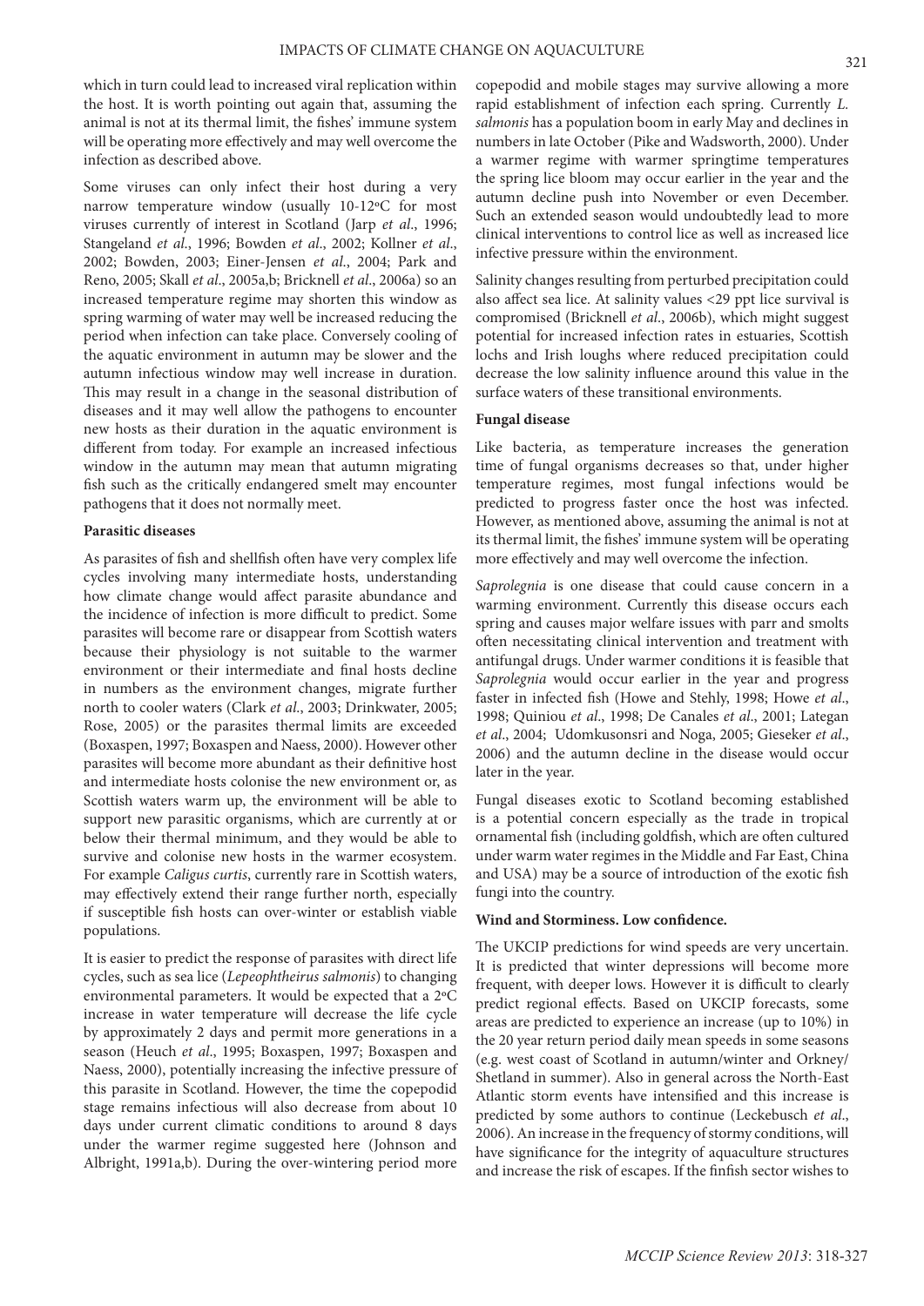which in turn could lead to increased viral replication within the host. It is worth pointing out again that, assuming the animal is not at its thermal limit, the fishes' immune system will be operating more effectively and may well overcome the infection as described above.

Some viruses can only infect their host during a very narrow temperature window (usually 10-12ºC for most viruses currently of interest in Scotland (Jarp *et al*., 1996; Stangeland *et al*., 1996; Bowden *et al*., 2002; Kollner *et al*., 2002; Bowden, 2003; Einer-Jensen *et al*., 2004; Park and Reno, 2005; Skall *et al*., 2005a,b; Bricknell *et al*., 2006a) so an increased temperature regime may shorten this window as spring warming of water may well be increased reducing the period when infection can take place. Conversely cooling of the aquatic environment in autumn may be slower and the autumn infectious window may well increase in duration. This may result in a change in the seasonal distribution of diseases and it may well allow the pathogens to encounter new hosts as their duration in the aquatic environment is different from today. For example an increased infectious window in the autumn may mean that autumn migrating fish such as the critically endangered smelt may encounter pathogens that it does not normally meet.

**Parasitic diseases**

As parasites of fish and shellfish often have very complex life cycles involving many intermediate hosts, understanding how climate change would affect parasite abundance and the incidence of infection is more difficult to predict. Some parasites will become rare or disappear from Scottish waters because their physiology is not suitable to the warmer environment or their intermediate and final hosts decline in numbers as the environment changes, migrate further north to cooler waters (Clark *et al*., 2003; Drinkwater, 2005; Rose, 2005) or the parasites thermal limits are exceeded (Boxaspen, 1997; Boxaspen and Naess, 2000). However other parasites will become more abundant as their definitive host and intermediate hosts colonise the new environment or, as Scottish waters warm up, the environment will be able to support new parasitic organisms, which are currently at or below their thermal minimum, and they would be able to survive and colonise new hosts in the warmer ecosystem. For example *Caligus curtis*, currently rare in Scottish waters, may effectively extend their range further north, especially if susceptible fish hosts can over-winter or establish viable populations.

It is easier to predict the response of parasites with direct life cycles, such as sea lice (*Lepeophtheirus salmonis*) to changing environmental parameters. It would be expected that a 2ºC increase in water temperature will decrease the life cycle by approximately 2 days and permit more generations in a season (Heuch *et al*., 1995; Boxaspen, 1997; Boxaspen and Naess, 2000), potentially increasing the infective pressure of this parasite in Scotland. However, the time the copepodid stage remains infectious will also decrease from about 10 days under current climatic conditions to around 8 days under the warmer regime suggested here (Johnson and Albright, 1991a,b). During the over-wintering period more copepodid and mobile stages may survive allowing a more rapid establishment of infection each spring. Currently *L. salmonis* has a population boom in early May and declines in numbers in late October (Pike and Wadsworth, 2000). Under a warmer regime with warmer springtime temperatures the spring lice bloom may occur earlier in the year and the autumn decline push into November or even December. Such an extended season would undoubtedly lead to more clinical interventions to control lice as well as increased lice infective pressure within the environment.

Salinity changes resulting from perturbed precipitation could also affect sea lice. At salinity values <29 ppt lice survival is compromised (Bricknell *et al*., 2006b), which might suggest potential for increased infection rates in estuaries, Scottish lochs and Irish loughs where reduced precipitation could decrease the low salinity influence around this value in the surface waters of these transitional environments.

**Fungal disease**

Like bacteria, as temperature increases the generation time of fungal organisms decreases so that, under higher temperature regimes, most fungal infections would be predicted to progress faster once the host was infected. However, as mentioned above, assuming the animal is not at its thermal limit, the fishes' immune system will be operating more effectively and may well overcome the infection.

*Saprolegnia* is one disease that could cause concern in a warming environment. Currently this disease occurs each spring and causes major welfare issues with parr and smolts often necessitating clinical intervention and treatment with antifungal drugs. Under warmer conditions it is feasible that *Saprolegnia* would occur earlier in the year and progress faster in infected fish (Howe and Stehly, 1998; Howe *et al*., 1998; Quiniou *et al*., 1998; De Canales *et al*., 2001; Lategan *et al*., 2004; Udomkusonsri and Noga, 2005; Gieseker *et al*., 2006) and the autumn decline in the disease would occur later in the year.

Fungal diseases exotic to Scotland becoming established is a potential concern especially as the trade in tropical ornamental fish (including goldfish, which are often cultured under warm water regimes in the Middle and Far East, China and USA) may be a source of introduction of the exotic fish fungi into the country.

**Wind and Storminess. Low confidence.**

The UKCIP predictions for wind speeds are very uncertain. It is predicted that winter depressions will become more frequent, with deeper lows. However it is difficult to clearly predict regional effects. Based on UKCIP forecasts, some areas are predicted to experience an increase (up to 10%) in the 20 year return period daily mean speeds in some seasons (e.g. west coast of Scotland in autumn/winter and Orkney/Shetland in summer). Also in general across the North-East Atlantic storm events have intensified and this increase is predicted by some authors to continue (Leckebusch *et al*., 2006). An increase in the frequency of stormy conditions, will have significance for the integrity of aquaculture structures and increase the risk of escapes. If the finfish sector wishes to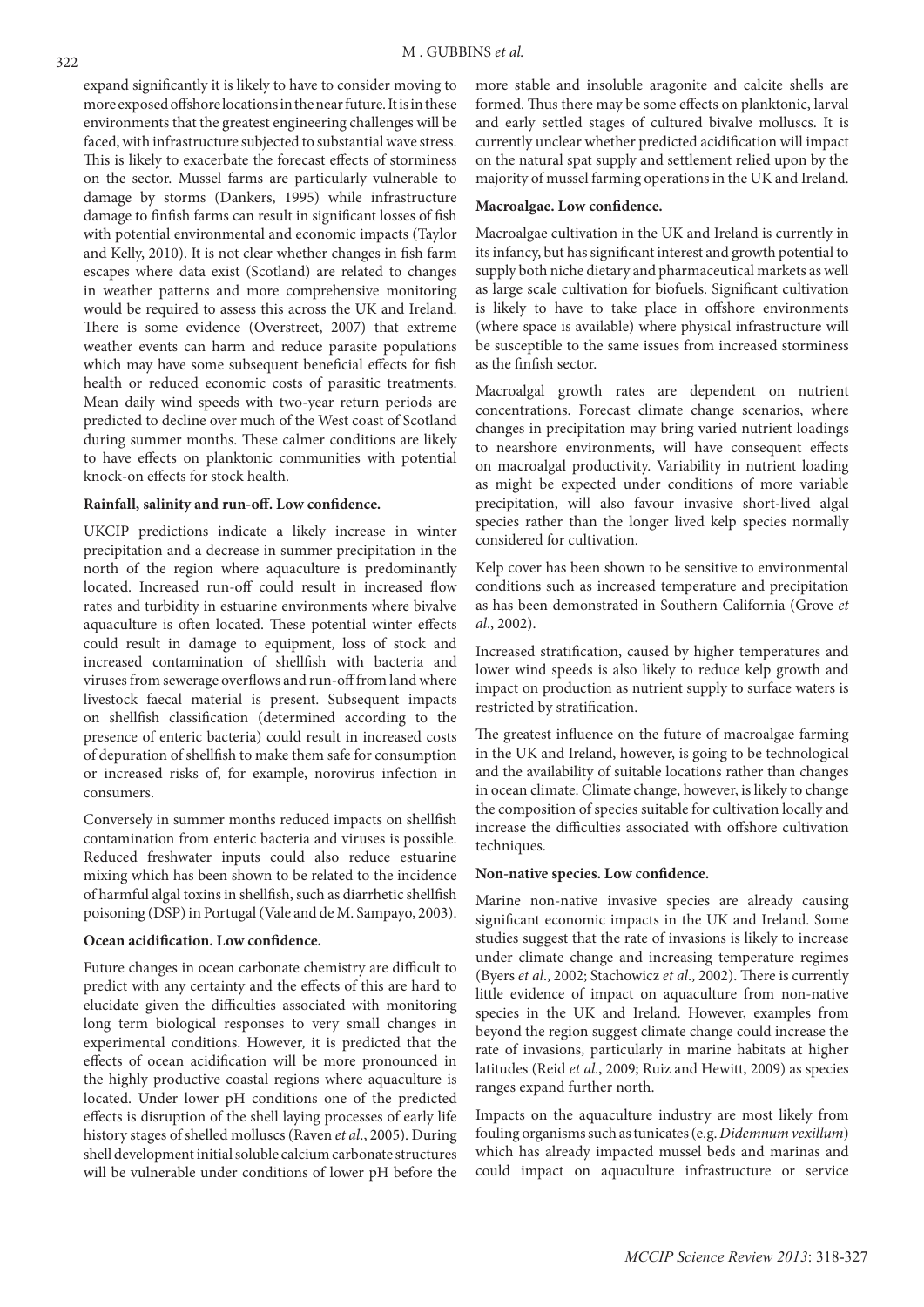expand significantly it is likely to have to consider moving to more exposed offshore locations in the near future. It is in these environments that the greatest engineering challenges will be faced, with infrastructure subjected to substantial wave stress. This is likely to exacerbate the forecast effects of storminess on the sector. Mussel farms are particularly vulnerable to damage by storms (Dankers, 1995) while infrastructure damage to finfish farms can result in significant losses of fish with potential environmental and economic impacts (Taylor and Kelly, 2010). It is not clear whether changes in fish farm escapes where data exist (Scotland) are related to changes in weather patterns and more comprehensive monitoring would be required to assess this across the UK and Ireland. There is some evidence (Overstreet, 2007) that extreme weather events can harm and reduce parasite populations which may have some subsequent beneficial effects for fish health or reduced economic costs of parasitic treatments. Mean daily wind speeds with two-year return periods are predicted to decline over much of the West coast of Scotland during summer months. These calmer conditions are likely to have effects on planktonic communities with potential knock-on effects for stock health.

**Rainfall, salinity and run-off. Low confidence.**

UKCIP predictions indicate a likely increase in winter precipitation and a decrease in summer precipitation in the north of the region where aquaculture is predominantly located. Increased run-off could result in increased flow rates and turbidity in estuarine environments where bivalve aquaculture is often located. These potential winter effects could result in damage to equipment, loss of stock and increased contamination of shellfish with bacteria and viruses from sewerage overflows and run-off from land where livestock faecal material is present. Subsequent impacts on shellfish classification (determined according to the presence of enteric bacteria) could result in increased costs of depuration of shellfish to make them safe for consumption or increased risks of, for example, norovirus infection in consumers.

Conversely in summer months reduced impacts on shellfish contamination from enteric bacteria and viruses is possible. Reduced freshwater inputs could also reduce estuarine mixing which has been shown to be related to the incidence of harmful algal toxins in shellfish, such as diarrhetic shellfish poisoning (DSP) in Portugal (Vale and de M. Sampayo, 2003).

**Ocean acidification. Low confidence.**

Future changes in ocean carbonate chemistry are difficult to predict with any certainty and the effects of this are hard to elucidate given the difficulties associated with monitoring long term biological responses to very small changes in experimental conditions. However, it is predicted that the effects of ocean acidification will be more pronounced in the highly productive coastal regions where aquaculture is located. Under lower pH conditions one of the predicted effects is disruption of the shell laying processes of early life history stages of shelled molluscs (Raven *et al.*, 2005). During shell development initial soluble calcium carbonate structures will be vulnerable under conditions of lower pH before the more stable and insoluble aragonite and calcite shells are formed. Thus there may be some effects on planktonic, larval and early settled stages of cultured bivalve molluscs. It is currently unclear whether predicted acidification will impact on the natural spat supply and settlement relied upon by the majority of mussel farming operations in the UK and Ireland.

**Macroalgae. Low confidence.**

Macroalgae cultivation in the UK and Ireland is currently in its infancy, but has significant interest and growth potential to supply both niche dietary and pharmaceutical markets as well as large scale cultivation for biofuels. Significant cultivation is likely to have to take place in offshore environments (where space is available) where physical infrastructure will be susceptible to the same issues from increased storminess as the finfish sector.

Macroalgal growth rates are dependent on nutrient concentrations. Forecast climate change scenarios, where changes in precipitation may bring varied nutrient loadings to nearshore environments, will have consequent effects on macroalgal productivity. Variability in nutrient loading as might be expected under conditions of more variable precipitation, will also favour invasive short-lived algal species rather than the longer lived kelp species normally considered for cultivation.

Kelp cover has been shown to be sensitive to environmental conditions such as increased temperature and precipitation as has been demonstrated in Southern California (Grove *et al*., 2002).

Increased stratification, caused by higher temperatures and lower wind speeds is also likely to reduce kelp growth and impact on production as nutrient supply to surface waters is restricted by stratification.

The greatest influence on the future of macroalgae farming in the UK and Ireland, however, is going to be technological and the availability of suitable locations rather than changes in ocean climate. Climate change, however, is likely to change the composition of species suitable for cultivation locally and increase the difficulties associated with offshore cultivation techniques.

**Non-native species. Low confidence.**

Marine non-native invasive species are already causing significant economic impacts in the UK and Ireland. Some studies suggest that the rate of invasions is likely to increase under climate change and increasing temperature regimes (Byers *et al*., 2002; Stachowicz *et al*., 2002). There is currently little evidence of impact on aquaculture from non-native species in the UK and Ireland. However, examples from beyond the region suggest climate change could increase the rate of invasions, particularly in marine habitats at higher latitudes (Reid *et al*., 2009; Ruiz and Hewitt, 2009) as species ranges expand further north.

Impacts on the aquaculture industry are most likely from fouling organisms such as tunicates (e.g. *Didemnum vexillum*) which has already impacted mussel beds and marinas and could impact on aquaculture infrastructure or service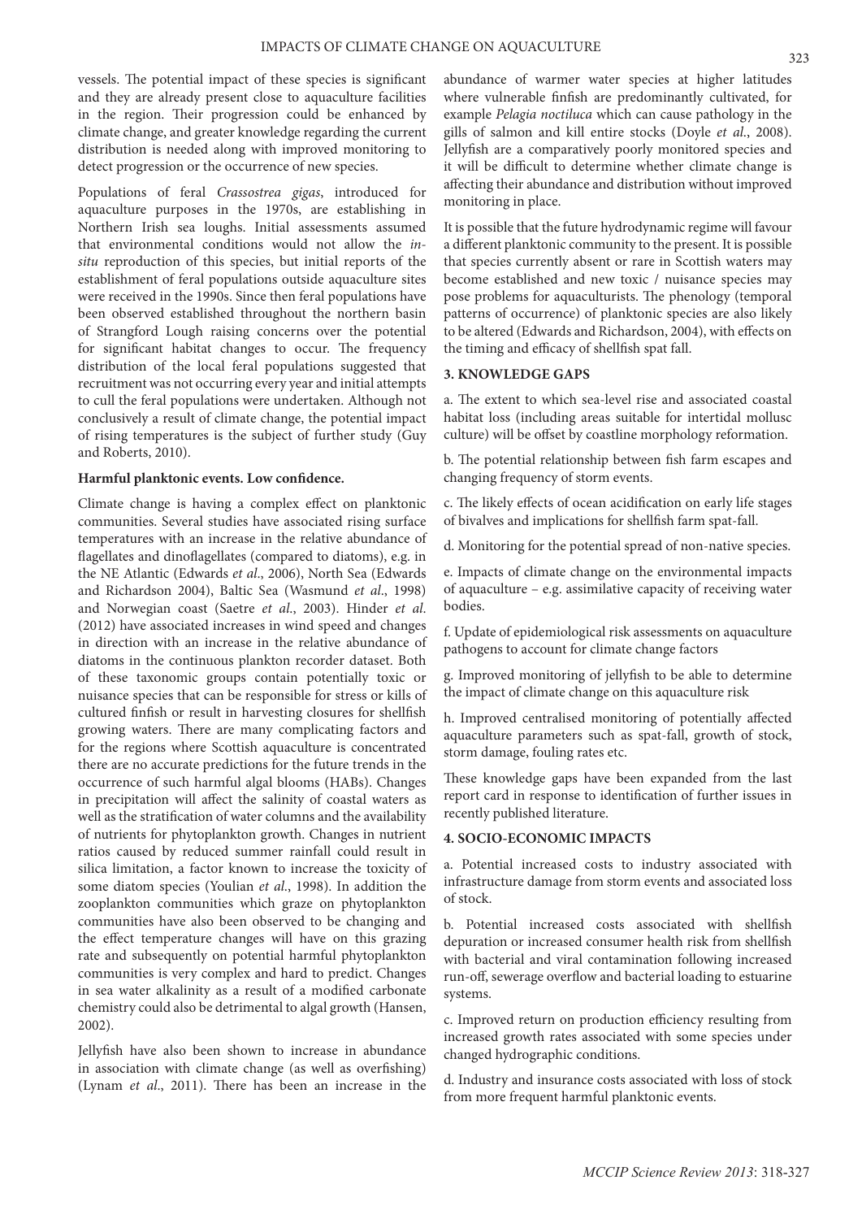vessels. The potential impact of these species is significant and they are already present close to aquaculture facilities in the region. Their progression could be enhanced by climate change, and greater knowledge regarding the current distribution is needed along with improved monitoring to detect progression or the occurrence of new species.

Populations of feral *Crassostrea gigas*, introduced for aquaculture purposes in the 1970s, are establishing in Northern Irish sea loughs. Initial assessments assumed that environmental conditions would not allow the *in-situ* reproduction of this species, but initial reports of the establishment of feral populations outside aquaculture sites were received in the 1990s. Since then feral populations have been observed established throughout the northern basin of Strangford Lough raising concerns over the potential for significant habitat changes to occur. The frequency distribution of the local feral populations suggested that recruitment was not occurring every year and initial attempts to cull the feral populations were undertaken. Although not conclusively a result of climate change, the potential impact of rising temperatures is the subject of further study (Guy and Roberts, 2010).

**Harmful planktonic events. Low confidence.**

Climate change is having a complex effect on planktonic communities. Several studies have associated rising surface temperatures with an increase in the relative abundance of flagellates and dinoflagellates (compared to diatoms), e.g. in the NE Atlantic (Edwards *et al*., 2006), North Sea (Edwards and Richardson 2004), Baltic Sea (Wasmund *et al*., 1998) and Norwegian coast (Saetre *et al*., 2003). Hinder *et al*. (2012) have associated increases in wind speed and changes in direction with an increase in the relative abundance of diatoms in the continuous plankton recorder dataset. Both of these taxonomic groups contain potentially toxic or nuisance species that can be responsible for stress or kills of cultured finfish or result in harvesting closures for shellfish growing waters. There are many complicating factors and for the regions where Scottish aquaculture is concentrated there are no accurate predictions for the future trends in the occurrence of such harmful algal blooms (HABs). Changes in precipitation will affect the salinity of coastal waters as well as the stratification of water columns and the availability of nutrients for phytoplankton growth. Changes in nutrient ratios caused by reduced summer rainfall could result in silica limitation, a factor known to increase the toxicity of some diatom species (Youlian *et al*., 1998). In addition the zooplankton communities which graze on phytoplankton communities have also been observed to be changing and the effect temperature changes will have on this grazing rate and subsequently on potential harmful phytoplankton communities is very complex and hard to predict. Changes in sea water alkalinity as a result of a modified carbonate chemistry could also be detrimental to algal growth (Hansen, 2002).

Jellyfish have also been shown to increase in abundance in association with climate change (as well as overfishing) (Lynam *et al*., 2011). There has been an increase in the abundance of warmer water species at higher latitudes where vulnerable finfish are predominantly cultivated, for example *Pelagia noctiluca* which can cause pathology in the gills of salmon and kill entire stocks (Doyle *et al*., 2008). Jellyfish are a comparatively poorly monitored species and it will be difficult to determine whether climate change is affecting their abundance and distribution without improved monitoring in place.

It is possible that the future hydrodynamic regime will favour a different planktonic community to the present. It is possible that species currently absent or rare in Scottish waters may become established and new toxic / nuisance species may pose problems for aquaculturists. The phenology (temporal patterns of occurrence) of planktonic species are also likely to be altered (Edwards and Richardson, 2004), with effects on the timing and efficacy of shellfish spat fall.

## 3. KNOWLEDGE GAPS

a. The extent to which sea-level rise and associated coastal habitat loss (including areas suitable for intertidal mollusc culture) will be offset by coastline morphology reformation.

b. The potential relationship between fish farm escapes and changing frequency of storm events.

c. The likely effects of ocean acidification on early life stages of bivalves and implications for shellfish farm spat-fall.

d. Monitoring for the potential spread of non-native species.

e. Impacts of climate change on the environmental impacts of aquaculture – e.g. assimilative capacity of receiving water bodies.

f. Update of epidemiological risk assessments on aquaculture pathogens to account for climate change factors

g. Improved monitoring of jellyfish to be able to determine the impact of climate change on this aquaculture risk

h. Improved centralised monitoring of potentially affected aquaculture parameters such as spat-fall, growth of stock, storm damage, fouling rates etc.

These knowledge gaps have been expanded from the last report card in response to identification of further issues in recently published literature.

## 4. SOCIO-ECONOMIC IMPACTS

a. Potential increased costs to industry associated with infrastructure damage from storm events and associated loss of stock.

b. Potential increased costs associated with shellfish depuration or increased consumer health risk from shellfish with bacterial and viral contamination following increased run-off, sewerage overflow and bacterial loading to estuarine systems.

c. Improved return on production efficiency resulting from increased growth rates associated with some species under changed hydrographic conditions.

d. Industry and insurance costs associated with loss of stock from more frequent harmful planktonic events.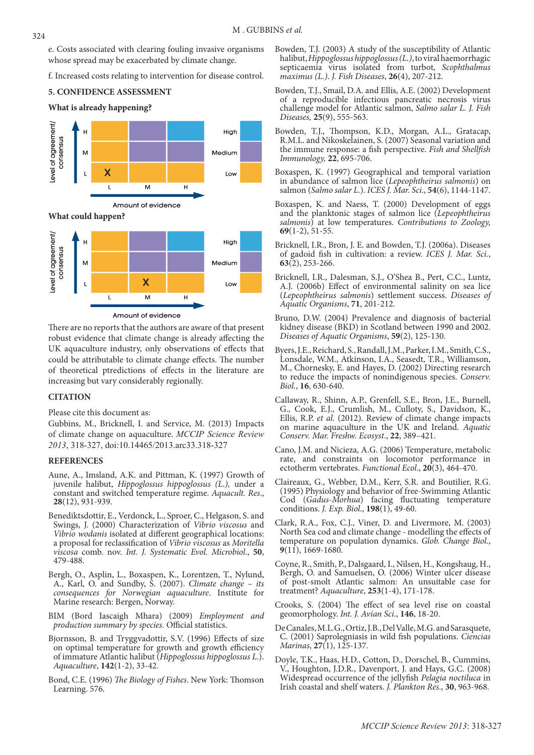e. Costs associated with clearing fouling invasive organisms whose spread may be exacerbated by climate change.

f. Increased costs relating to intervention for disease control.

## 5. CONFIDENCE ASSESSMENT

### What is already happening?

| Level of agreement/ consensus | L | M | H |
|---|---|---|---|
| H | | | |
| M | | | |
| L | X | | |

Amount of evidence

### What could happen?

| Level of agreement/ consensus | L | M | H |
|---|---|---|---|
| H | | | |
| M | | | |
| L | | X | |

Amount of evidence

There are no reports that the authors are aware of that present robust evidence that climate change is already affecting the UK aquaculture industry, only observations of effects that could be attributable to climate change effects. The number of theoretical ptredictions of effects in the literature are increasing but vary considerably regionally.

## CITATION

Please cite this document as:

Gubbins, M., Bricknell, I. and Service, M. (2013) Impacts of climate change on aquaculture. *MCCIP Science Review 2013*, 318-327, doi:10.14465/2013.arc33.318-327

## REFERENCES

Aune, A., Imsland, A.K. and Pittman, K. (1997) Growth of juvenile halibut, *Hippoglossus hippoglossus (L.),* under a constant and switched temperature regime. *Aquacult. Res.*, **28**(12), 931-939.

Benediktsdottir, E., Verdonck, L., Sproer, C., Helgason, S. and Swings, J. (2000) Characterization of *Vibrio viscosus* and *Vibrio wodanis* isolated at different geographical locations: a proposal for reclassification of *Vibrio viscosus* as *Moritella viscosa* comb. nov. *Int. J. Systematic Evol. Microbiol.*, **50**, 479-488.

Bergh, O., Asplin, L., Boxaspen, K., Lorentzen, T., Nylund, A., Karl, O. and Sundby, S. (2007). *Climate change – its consequences for Norwegian aquaculture*. Institute for Marine research: Bergen, Norway.

BIM (Bord Iascaigh Mhara) (2009) *Employment and production summary by species.* Official statistics.

Bjornsson, B. and Tryggvadottir, S.V. (1996) Effects of size on optimal temperature for growth and growth efficiency of immature Atlantic halibut (*Hippoglossus hippoglossus L.*). *Aquaculture*, **142**(1-2), 33-42.

Bond, C.E. (1996) *The Biology of Fishes*. New York: Thomson Learning. 576.

Bowden, T.J. (2003) A study of the susceptibility of Atlantic halibut, *Hippoglossus hippoglossus (L.)*, to viral haemorrhagic septicaemia virus isolated from turbot, *Scophthalmus maximus (L.). J. Fish Diseases*, **26**(4), 207-212.

Bowden, T.J., Smail, D.A. and Ellis, A.E. (2002) Development of a reproducible infectious pancreatic necrosis virus challenge model for Atlantic salmon, *Salmo salar L. J. Fish Diseases,* **25**(9), 555-563.

Bowden, T.J., Thompson, K.D., Morgan, A.L., Gratacap, R.M.L. and Nikoskelainen, S. (2007) Seasonal variation and the immune response: a fish perspective. *Fish and Shellfish Immunology,* **22**, 695-706.

Boxaspen, K. (1997) Geographical and temporal variation in abundance of salmon lice (*Lepeophtheirus salmonis*) on salmon (*Salmo salar L.*). *ICES J. Mar. Sci.*, **54**(6), 1144-1147.

Boxaspen, K. and Naess, T. (2000) Development of eggs and the planktonic stages of salmon lice (*Lepeophtheirus salmonis*) at low temperatures. *Contributions to Zoology,* **69**(1-2), 51-55.

Bricknell, I.R., Bron, J. E. and Bowden, T.J. (2006a). Diseases of gadoid fish in cultivation: a review. *ICES J. Mar. Sci.*, **63**(2), 253-266.

Bricknell, I.R., Dalesman, S.J., O'Shea B., Pert, C.C., Luntz, A.J. (2006b) Effect of environmental salinity on sea lice (*Lepeophtheirus salmonis*) settlement success. *Diseases of Aquatic Organisms*, **71**, 201-212.

Bruno, D.W. (2004) Prevalence and diagnosis of bacterial kidney disease (BKD) in Scotland between 1990 and 2002. *Diseases of Aquatic Organisms*, **59**(2), 125-130.

Byers, J.E., Reichard, S., Randall, J.M., Parker, I.M., Smith, C.S., Lonsdale, W.M., Atkinson, I.A., Seasedt, T.R., Williamson, M., Chornesky, E. and Hayes, D. (2002) Directing research to reduce the impacts of nonindigenous species. *Conserv. Biol.*, **16**, 630-640.

Callaway, R., Shinn, A.P., Grenfell, S.E., Bron, J.E., Burnell, G., Cook, E.J., Crumlish, M., Culloty, S., Davidson, K., Ellis, R.P. *et al.* (2012). Review of climate change impacts on marine aquaculture in the UK and Ireland. *Aquatic Conserv. Mar. Freshw. Ecosyst*., **22**, 389–421.

Cano, J.M. and Nicieza, A.G. (2006) Temperature, metabolic rate, and constraints on locomotor performance in ectotherm vertebrates. *Functional Ecol.*, **20**(3), 464-470.

Claireaux, G., Webber, D.M., Kerr, S.R. and Boutilier, R.G. (1995) Physiology and behavior of free-Swimming Atlantic Cod (*Gadus-Morhua*) facing fluctuating temperature conditions. *J. Exp. Biol.*, **198**(1), 49-60.

Clark, R.A., Fox, C.J., Viner, D. and Livermore, M. (2003) North Sea cod and climate change - modelling the effects of temperature on population dynamics. *Glob. Change Biol.*, **9**(11), 1669-1680.

Coyne, R., Smith, P., Dalsgaard, I., Nilsen, H., Kongshaug, H., Bergh, O. and Samuelsen, O. (2006) Winter ulcer disease of post-smolt Atlantic salmon: An unsuitable case for treatment? *Aquaculture*, **253**(1-4), 171-178.

Crooks, S. (2004) The effect of sea level rise on coastal geomorphology. *Int. J. Avian Sci*., **146**, 18-20.

De Canales, M.L.G., Ortiz, J.B., Del Valle, M.G. and Sarasquete, C. (2001) Saprolegniasis in wild fish populations. *Ciencias Marinas*, **27**(1), 125-137.

Doyle, T.K., Haas, H.D., Cotton, D., Dorschel, B., Cummins, V., Houghton, J.D.R., Davenport, J. and Hays, G.C. (2008) Widespread occurrence of the jellyfish *Pelagia noctiluca* in Irish coastal and shelf waters. *J. Plankton Res*., **30**, 963-968.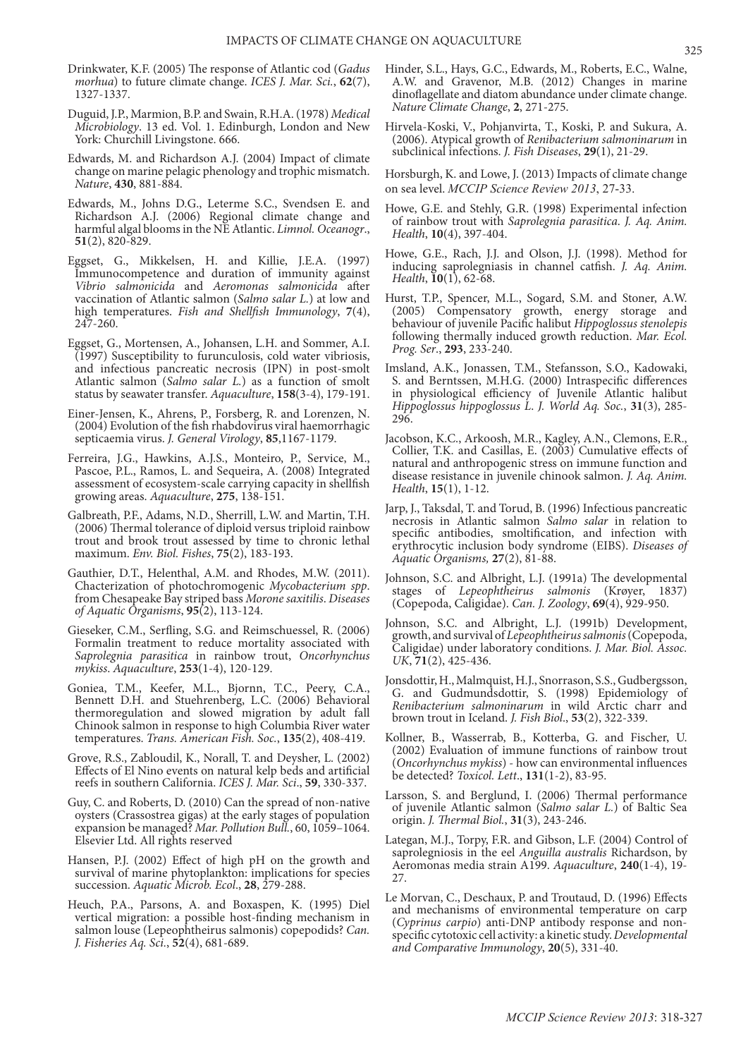Drinkwater, K.F. (2005) The response of Atlantic cod (*Gadus morhua*) to future climate change. *ICES J. Mar. Sci.*, **62**(7), 1327-1337.

Duguid, J.P., Marmion, B.P. and Swain, R.H.A. (1978) *Medical Microbiology*. 13 ed. Vol. 1. Edinburgh, London and New York: Churchill Livingstone. 666.

Edwards, M. and Richardson A.J. (2004) Impact of climate change on marine pelagic phenology and trophic mismatch. *Nature*, **430**, 881-884.

Edwards, M., Johns D.G., Leterme S.C., Svendsen E. and Richardson A.J. (2006) Regional climate change and harmful algal blooms in the NE Atlantic. *Limnol. Oceanogr.*, **51**(2), 820-829.

Eggset, G., Mikkelsen, H. and Killie, J.E.A. (1997) Immunocompetence and duration of immunity against *Vibrio salmonicida* and *Aeromonas salmonicida* after vaccination of Atlantic salmon (*Salmo salar L.*) at low and high temperatures. *Fish and Shellfish Immunology*, **7**(4), 247-260.

Eggset, G., Mortensen, A., Johansen, L.H. and Sommer, A.I. (1997) Susceptibility to furunculosis, cold water vibriosis, and infectious pancreatic necrosis (IPN) in post-smolt Atlantic salmon (*Salmo salar L.*) as a function of smolt status by seawater transfer. *Aquaculture*, **158**(3-4), 179-191.

Einer-Jensen, K., Ahrens, P., Forsberg, R. and Lorenzen, N. (2004) Evolution of the fish rhabdovirus viral haemorrhagic septicaemia virus. *J. General Virology*, **85**,1167-1179.

Ferreira, J.G., Hawkins, A.J.S., Monteiro, P., Service, M., Pascoe, P.L., Ramos, L. and Sequeira, A. (2008) Integrated assessment of ecosystem-scale carrying capacity in shellfish growing areas. *Aquaculture*, **275**, 138-151.

Galbreath, P.F., Adams, N.D., Sherrill, L.W. and Martin, T.H. (2006) Thermal tolerance of diploid versus triploid rainbow trout and brook trout assessed by time to chronic lethal maximum. *Env. Biol. Fishes*, **75**(2), 183-193.

Gauthier, D.T., Helenthal, A.M. and Rhodes, M.W. (2011). Chacterization of photochromogenic *Mycobacterium spp*. from Chesapeake Bay striped bass *Morone saxitilis*. *Diseases of Aquatic Organisms*, **95**(2), 113-124.

Gieseker, C.M., Serfling, S.G. and Reimschuessel, R. (2006) Formalin treatment to reduce mortality associated with *Saprolegnia parasitica* in rainbow trout, *Oncorhynchus mykiss*. *Aquaculture*, **253**(1-4), 120-129.

Goniea, T.M., Keefer, M.L., Bjornn, T.C., Peery, C.A., Bennett D.H. and Stuehrenberg, L.C. (2006) Behavioral thermoregulation and slowed migration by adult fall Chinook salmon in response to high Columbia River water temperatures. *Trans. American Fish. Soc.*, **135**(2), 408-419.

Grove, R.S., Zabloudil, K., Norall, T. and Deysher, L. (2002) Effects of El Nino events on natural kelp beds and artificial reefs in southern California. *ICES J. Mar. Sci*., **59**, 330-337.

Guy, C. and Roberts, D. (2010) Can the spread of non-native oysters (Crassostrea gigas) at the early stages of population expansion be managed? *Mar. Pollution Bull.*, 60, 1059–1064. Elsevier Ltd. All rights reserved

Hansen, P.J. (2002) Effect of high pH on the growth and survival of marine phytoplankton: implications for species succession. *Aquatic Microb. Ecol*., **28**, 279-288.

Heuch, P.A., Parsons, A. and Boxaspen, K. (1995) Diel vertical migration: a possible host-finding mechanism in salmon louse (Lepeophtheirus salmonis) copepodids? *Can. J. Fisheries Aq. Sci*., **52**(4), 681-689.

Hinder, S.L., Hays, G.C., Edwards, M., Roberts, E.C., Walne, A.W. and Gravenor, M.B. (2012) Changes in marine dinoflagellate and diatom abundance under climate change. *Nature Climate Change*, **2**, 271-275.

Hirvela-Koski, V., Pohjanvirta, T., Koski, P. and Sukura, A. (2006). Atypical growth of *Renibacterium salmoninarum* in subclinical infections. *J. Fish Diseases*, **29**(1), 21-29.

Horsburgh, K. and Lowe, J. (2013) Impacts of climate change on sea level. *MCCIP Science Review 2013*, 27-33.

Howe, G.E. and Stehly, G.R. (1998) Experimental infection of rainbow trout with *Saprolegnia parasitica*. *J. Aq. Anim. Health*, **10**(4), 397-404.

Howe, G.E., Rach, J.J. and Olson, J.J. (1998). Method for inducing saprolegniasis in channel catfish. *J. Aq. Anim. Health*, **10**(1), 62-68.

Hurst, T.P., Spencer, M.L., Sogard, S.M. and Stoner, A.W. (2005) Compensatory growth, energy storage and behaviour of juvenile Pacific halibut *Hippoglossus stenolepis* following thermally induced growth reduction. *Mar. Ecol. Prog. Ser*., **293**, 233-240.

Imsland, A.K., Jonassen, T.M., Stefansson, S.O., Kadowaki, S. and Berntssen, M.H.G. (2000) Intraspecific differences in physiological efficiency of Juvenile Atlantic halibut *Hippoglossus hippoglossus L*. *J. World Aq. Soc.*, **31**(3), 285-296.

Jacobson, K.C., Arkoosh, M.R., Kagley, A.N., Clemons, E.R., Collier, T.K. and Casillas, E. (2003) Cumulative effects of natural and anthropogenic stress on immune function and disease resistance in juvenile chinook salmon. *J. Aq. Anim. Health*, **15**(1), 1-12.

Jarp, J., Taksdal, T. and Torud, B. (1996) Infectious pancreatic necrosis in Atlantic salmon *Salmo salar* in relation to specific antibodies, smoltification, and infection with erythrocytic inclusion body syndrome (EIBS). *Diseases of Aquatic Organisms,* **27**(2), 81-88.

Johnson, S.C. and Albright, L.J. (1991a) The developmental stages of *Lepeophtheirus salmonis* (Krøyer, 1837) (Copepoda, Caligidae). *Can. J. Zoology*, **69**(4), 929-950.

Johnson, S.C. and Albright, L.J. (1991b) Development, growth, and survival of *Lepeophtheirus salmonis* (Copepoda, Caligidae) under laboratory conditions. *J. Mar. Biol. Assoc. UK*, **71**(2), 425-436.

Jonsdottir, H., Malmquist, H.J., Snorrason, S.S., Gudbergsson, G. and Gudmundsdottir, S. (1998) Epidemiology of *Renibacterium salmoninarum* in wild Arctic charr and brown trout in Iceland. *J. Fish Biol*., **53**(2), 322-339.

Kollner, B., Wasserrab, B., Kotterba, G. and Fischer, U. (2002) Evaluation of immune functions of rainbow trout (*Oncorhynchus mykiss*) - how can environmental influences be detected? *Toxicol. Lett*., **131**(1-2), 83-95.

Larsson, S. and Berglund, I. (2006) Thermal performance of juvenile Atlantic salmon (*Salmo salar L.*) of Baltic Sea origin. *J. Thermal Biol.*, **31**(3), 243-246.

Lategan, M.J., Torpy, F.R. and Gibson, L.F. (2004) Control of saprolegniosis in the eel *Anguilla australis* Richardson, by Aeromonas media strain A199. *Aquaculture*, **240**(1-4), 19-27.

Le Morvan, C., Deschaux, P. and Troutaud, D. (1996) Effects and mechanisms of environmental temperature on carp (*Cyprinus carpio*) anti-DNP antibody response and non-specific cytotoxic cell activity: a kinetic study. *Developmental and Comparative Immunology*, **20**(5), 331-40.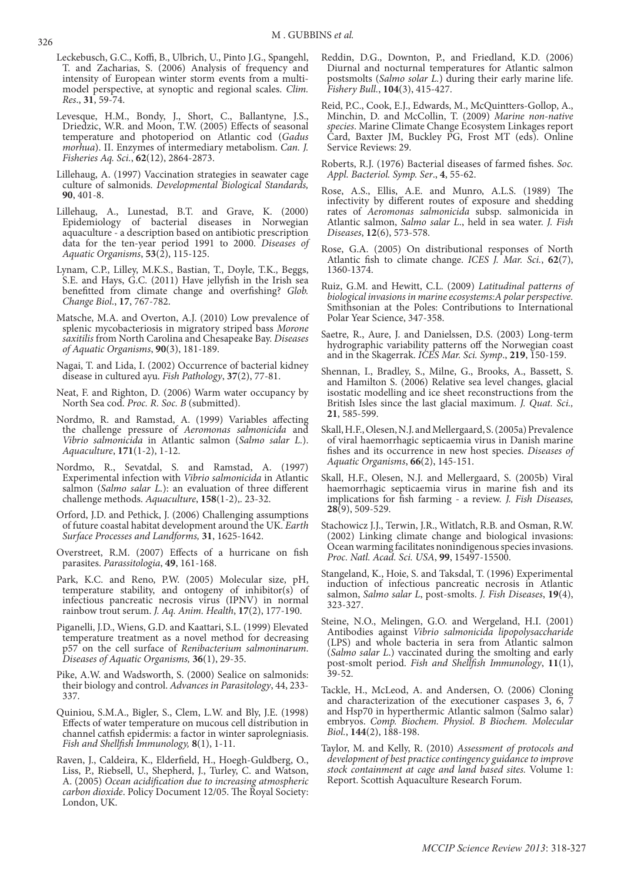Leckebusch, G.C., Koffi, B., Ulbrich, U., Pinto J.G., Spangehl, T. and Zacharias, S. (2006) Analysis of frequency and intensity of European winter storm events from a multi-model perspective, at synoptic and regional scales. *Clim. Res*., **31**, 59-74.

Levesque, H.M., Bondy, J., Short, C., Ballantyne, J.S., Driedzic, W.R. and Moon, T.W. (2005) Effects of seasonal temperature and photoperiod on Atlantic cod (*Gadus morhua*). II. Enzymes of intermediary metabolism. *Can. J. Fisheries Aq. Sci.*, **62**(12), 2864-2873.

Lillehaug, A. (1997) Vaccination strategies in seawater cage culture of salmonids. *Developmental Biological Standards,* **90**, 401-8.

Lillehaug, A., Lunestad, B.T. and Grave, K. (2000) Epidemiology of bacterial diseases in Norwegian aquaculture - a description based on antibiotic prescription data for the ten-year period 1991 to 2000. *Diseases of Aquatic Organisms*, **53**(2), 115-125.

Lynam, C.P., Lilley, M.K.S., Bastian, T., Doyle, T.K., Beggs, S.E. and Hays, G.C. (2011) Have jellyfish in the Irish sea benefitted from climate change and overfishing? *Glob. Change Biol*., **17**, 767-782.

Matsche, M.A. and Overton, A.J. (2010) Low prevalence of splenic mycobacteriosis in migratory striped bass *Morone saxitilis* from North Carolina and Chesapeake Bay. *Diseases of Aquatic Organisms*, **90**(3), 181-189.

Nagai, T. and Lida, I. (2002) Occurrence of bacterial kidney disease in cultured ayu. *Fish Pathology*, **37**(2), 77-81.

Neat, F. and Righton, D. (2006) Warm water occupancy by North Sea cod. *Proc. R. Soc. B* (submitted).

Nordmo, R. and Ramstad, A. (1999) Variables affecting the challenge pressure of *Aeromonas salmonicida* and *Vibrio salmonicida* in Atlantic salmon (*Salmo salar L.*). *Aquaculture*, **171**(1-2), 1-12.

Nordmo, R., Sevatdal, S. and Ramstad, A. (1997) Experimental infection with *Vibrio salmonicida* in Atlantic salmon (*Salmo salar L.*): an evaluation of three different challenge methods. *Aquaculture*, **158**(1-2),. 23-32.

Orford, J.D. and Pethick, J. (2006) Challenging assumptions of future coastal habitat development around the UK. *Earth Surface Processes and Landforms,* **31**, 1625-1642.

Overstreet, R.M. (2007) Effects of a hurricane on fish parasites. *Parassitologia*, **49**, 161-168.

Park, K.C. and Reno, P.W. (2005) Molecular size, pH, temperature stability, and ontogeny of inhibitor(s) of infectious pancreatic necrosis virus (IPNV) in normal rainbow trout serum. *J. Aq. Anim. Health*, **17**(2), 177-190.

Piganelli, J.D., Wiens, G.D. and Kaattari, S.L. (1999) Elevated temperature treatment as a novel method for decreasing p57 on the cell surface of *Renibacterium salmoninarum*. *Diseases of Aquatic Organisms,* **36**(1), 29-35.

Pike, A.W. and Wadsworth, S. (2000) Sealice on salmonids: their biology and control. *Advances in Parasitology*, 44, 233-337.

Quiniou, S.M.A., Bigler, S., Clem, L.W. and Bly, J.E. (1998) Effects of water temperature on mucous cell distribution in channel catfish epidermis: a factor in winter saprolegniasis. *Fish and Shellfish Immunology,* **8**(1), 1-11.

Raven, J., Caldeira, K., Elderfield, H., Hoegh-Guldberg, O., Liss, P., Riebsell, U., Shepherd, J., Turley, C. and Watson, A. (2005) *Ocean acidification due to increasing atmospheric carbon dioxide*. Policy Document 12/05. The Royal Society: London, UK.

Reddin, D.G., Downton, P., and Friedland, K.D. (2006) Diurnal and nocturnal temperatures for Atlantic salmon postsmolts (*Salmo solar L.*) during their early marine life. *Fishery Bull.*, **104**(3), 415-427.

Reid, P.C., Cook, E.J., Edwards, M., McQuintters-Gollop, A., Minchin, D. and McCollin, T. (2009) *Marine non-native species*. Marine Climate Change Ecosystem Linkages report Card, Baxter JM, Buckley PG, Frost MT (eds). Online Service Reviews: 29.

Roberts, R.J. (1976) Bacterial diseases of farmed fishes. *Soc. Appl. Bacteriol. Symp. Ser*., **4**, 55-62.

Rose, A.S., Ellis, A.E. and Munro, A.L.S. (1989) The infectivity by different routes of exposure and shedding rates of *Aeromonas salmonicida* subsp. salmonicida in Atlantic salmon, *Salmo salar L*., held in sea water. *J. Fish Diseases*, **12**(6), 573-578.

Rose, G.A. (2005) On distributional responses of North Atlantic fish to climate change. *ICES J. Mar. Sci.*, **62**(7), 1360-1374.

Ruiz, G.M. and Hewitt, C.L. (2009) *Latitudinal patterns of biological invasions in marine ecosystems:A polar perspective*. Smithsonian at the Poles: Contributions to International Polar Year Science, 347-358.

Saetre, R., Aure, J. and Danielssen, D.S. (2003) Long-term hydrographic variability patterns off the Norwegian coast and in the Skagerrak. *ICES Mar. Sci. Symp*., **219**, 150-159.

Shennan, I., Bradley, S., Milne, G., Brooks, A., Bassett, S. and Hamilton S. (2006) Relative sea level changes, glacial isostatic modelling and ice sheet reconstructions from the British Isles since the last glacial maximum. *J. Quat. Sci.,* **21**, 585-599.

Skall, H.F., Olesen, N.J. and Mellergaard, S. (2005a) Prevalence of viral haemorrhagic septicaemia virus in Danish marine fishes and its occurrence in new host species. *Diseases of Aquatic Organisms*, **66**(2), 145-151.

Skall, H.F., Olesen, N.J. and Mellergaard, S. (2005b) Viral haemorrhagic septicaemia virus in marine fish and its implications for fish farming - a review. *J. Fish Diseases,* **28**(9), 509-529.

Stachowicz J.J., Terwin, J.R., Witlatch, R.B. and Osman, R.W. (2002) Linking climate change and biological invasions: Ocean warming facilitates nonindigenous species invasions. *Proc. Natl. Acad. Sci. USA*, **99**, 15497-15500.

Stangeland, K., Hoie, S. and Taksdal, T. (1996) Experimental induction of infectious pancreatic necrosis in Atlantic salmon, *Salmo salar L*, post-smolts. *J. Fish Diseases*, **19**(4), 323-327.

Steine, N.O., Melingen, G.O. and Wergeland, H.I. (2001) Antibodies against *Vibrio salmonicida lipopolysaccharide* (LPS) and whole bacteria in sera from Atlantic salmon (*Salmo salar L.*) vaccinated during the smolting and early post-smolt period. *Fish and Shellfish Immunology*, **11**(1), 39-52.

Tackle, H., McLeod, A. and Andersen, O. (2006) Cloning and characterization of the executioner caspases 3, 6, 7 and Hsp70 in hyperthermic Atlantic salmon (Salmo salar) embryos. *Comp. Biochem. Physiol. B Biochem. Molecular Biol.*, **144**(2), 188-198.

Taylor, M. and Kelly, R. (2010) *Assessment of protocols and development of best practice contingency guidance to improve stock containment at cage and land based sites*. Volume 1: Report. Scottish Aquaculture Research Forum.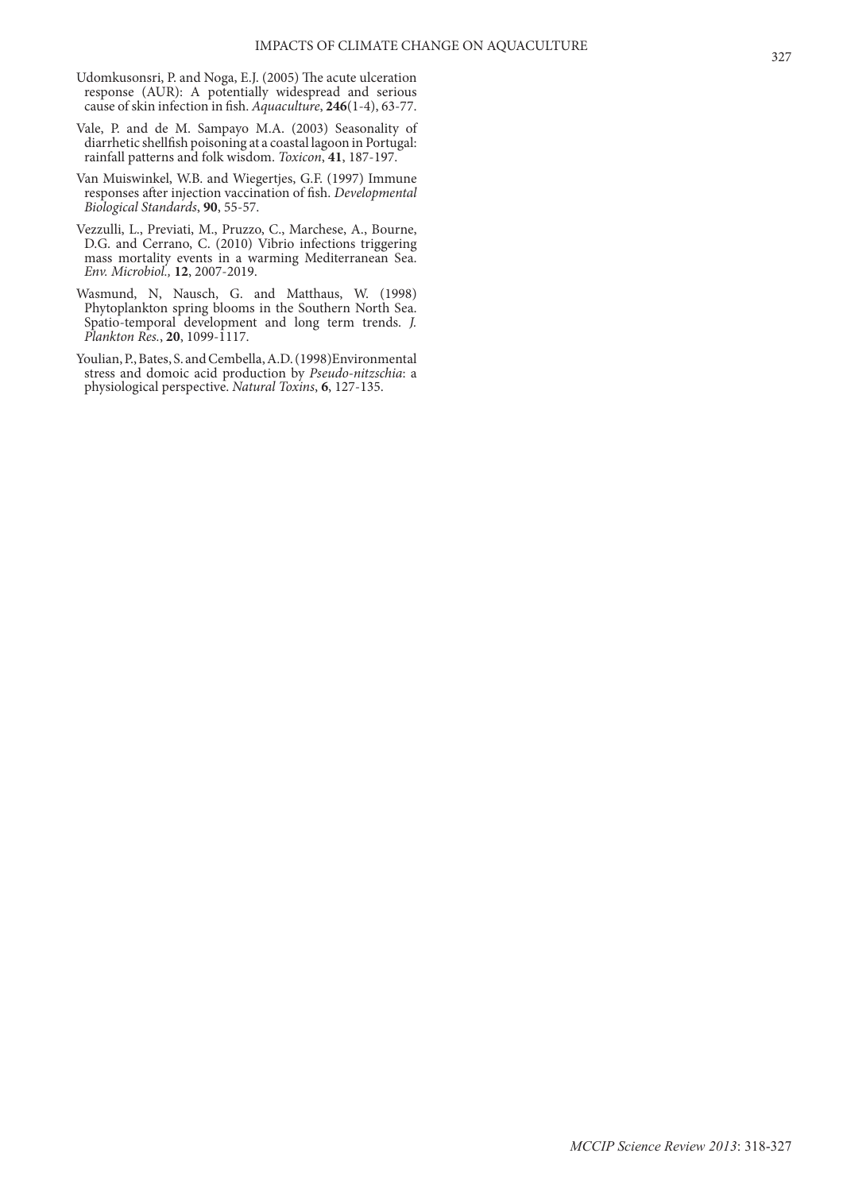Udomkusonsri, P. and Noga, E.J. (2005) The acute ulceration response (AUR): A potentially widespread and serious cause of skin infection in fish. *Aquaculture*, **246**(1-4), 63-77.

Vale, P. and de M. Sampayo M.A. (2003) Seasonality of diarrhetic shellfish poisoning at a coastal lagoon in Portugal: rainfall patterns and folk wisdom. *Toxicon*, **41**, 187-197.

Van Muiswinkel, W.B. and Wiegertjes, G.F. (1997) Immune responses after injection vaccination of fish. *Developmental Biological Standards*, **90**, 55-57.

Vezzulli, L., Previati, M., Pruzzo, C., Marchese, A., Bourne, D.G. and Cerrano, C. (2010) Vibrio infections triggering mass mortality events in a warming Mediterranean Sea. *Env. Microbiol.,* **12**, 2007-2019.

Wasmund, N, Nausch, G. and Matthaus, W. (1998) Phytoplankton spring blooms in the Southern North Sea. Spatio-temporal development and long term trends. *J. Plankton Res.*, **20**, 1099-1117.

Youlian, P., Bates, S. and Cembella, A.D. (1998)Environmental stress and domoic acid production by *Pseudo-nitzschia*: a physiological perspective. *Natural Toxins*, **6**, 127-135.